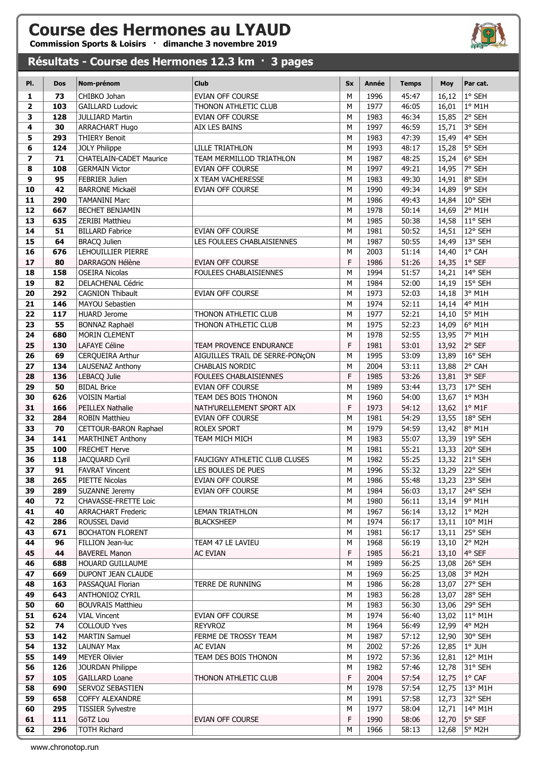# Course des Hermones au LYAUD

**Commission Sports & Loisirs · dimanche 3 novembre 2019**

## Résultats - Course des Hermones 12.3 km · 3 pages

| Pl. | Dos | Nom-prénom | Club | Sx | Année | Temps | Moy | Par cat. |
|---|---|---|---|---|---|---|---|---|
| 1 | 73 | CHIBKO Johan | EVIAN OFF COURSE | M | 1996 | 45:47 | 16,12 | 1° SEH |
| 2 | 103 | GAILLARD Ludovic | THONON ATHLETIC CLUB | M | 1977 | 46:05 | 16,01 | 1° M1H |
| 3 | 128 | JULLIARD Martin | EVIAN OFF COURSE | M | 1983 | 46:34 | 15,85 | 2° SEH |
| 4 | 30 | ARRACHART Hugo | AIX LES BAINS | M | 1997 | 46:59 | 15,71 | 3° SEH |
| 5 | 293 | THIERY Benoit | | M | 1983 | 47:39 | 15,49 | 4° SEH |
| 6 | 124 | JOLY Philippe | LILLE TRIATHLON | M | 1993 | 48:17 | 15,28 | 5° SEH |
| 7 | 71 | CHATELAIN-CADET Maurice | TEAM MERMILLOD TRIATHLON | M | 1987 | 48:25 | 15,24 | 6° SEH |
| 8 | 108 | GERMAIN Victor | EVIAN OFF COURSE | M | 1997 | 49:21 | 14,95 | 7° SEH |
| 9 | 95 | FEBRIER Julien | X TEAM VACHERESSE | M | 1983 | 49:30 | 14,91 | 8° SEH |
| 10 | 42 | BARRONE Mickaël | EVIAN OFF COURSE | M | 1990 | 49:34 | 14,89 | 9° SEH |
| 11 | 290 | TAMANINI Marc | | M | 1986 | 49:43 | 14,84 | 10° SEH |
| 12 | 667 | BECHET BENJAMIN | | M | 1978 | 50:14 | 14,69 | 2° M1H |
| 13 | 635 | ZERIBI Matthieu | | M | 1985 | 50:38 | 14,58 | 11° SEH |
| 14 | 51 | BILLARD Fabrice | EVIAN OFF COURSE | M | 1981 | 50:52 | 14,51 | 12° SEH |
| 15 | 64 | BRACQ Julien | LES FOULEES CHABLAISIENNES | M | 1987 | 50:55 | 14,49 | 13° SEH |
| 16 | 676 | LEHOUILLIER PIERRE | | M | 2003 | 51:14 | 14,40 | 1° CAH |
| 17 | 80 | DARRAGON Hélène | EVIAN OFF COURSE | F | 1986 | 51:26 | 14,35 | 1° SEF |
| 18 | 158 | OSEIRA Nicolas | FOULEES CHABLAISIENNES | M | 1994 | 51:57 | 14,21 | 14° SEH |
| 19 | 82 | DELACHENAL Cédric | | M | 1984 | 52:00 | 14,19 | 15° SEH |
| 20 | 292 | CAGNION Thibault | EVIAN OFF COURSE | M | 1973 | 52:03 | 14,18 | 3° M1H |
| 21 | 146 | MAYOU Sebastien | | M | 1974 | 52:11 | 14,14 | 4° M1H |
| 22 | 117 | HUARD Jerome | THONON ATHLETIC CLUB | M | 1977 | 52:21 | 14,10 | 5° M1H |
| 23 | 55 | BONNAZ Raphaël | THONON ATHLETIC CLUB | M | 1975 | 52:23 | 14,09 | 6° M1H |
| 24 | 680 | MORIN CLEMENT | | M | 1978 | 52:55 | 13,95 | 7° M1H |
| 25 | 130 | LAFAYE Céline | TEAM PROVENCE ENDURANCE | F | 1981 | 53:01 | 13,92 | 2° SEF |
| 26 | 69 | CERQUEIRA Arthur | AIGUILLES TRAIL DE SERRE-PONçON | M | 1995 | 53:09 | 13,89 | 16° SEH |
| 27 | 134 | LAUSENAZ Anthony | CHABLAIS NORDIC | M | 2004 | 53:11 | 13,88 | 2° CAH |
| 28 | 136 | LEBACQ Julie | FOULEES CHABLAISIENNES | F | 1985 | 53:26 | 13,81 | 3° SEF |
| 29 | 50 | BIDAL Brice | EVIAN OFF COURSE | M | 1989 | 53:44 | 13,73 | 17° SEH |
| 30 | 626 | VOISIN Martial | TEAM DES BOIS THONON | M | 1960 | 54:00 | 13,67 | 1° M3H |
| 31 | 166 | PEILLEX Nathalie | NATH'URELLEMENT SPORT AIX | F | 1973 | 54:12 | 13,62 | 1° M1F |
| 32 | 284 | ROBIN Matthieu | EVIAN OFF COURSE | M | 1981 | 54:29 | 13,55 | 18° SEH |
| 33 | 70 | CETTOUR-BARON Raphael | ROLEX SPORT | M | 1979 | 54:59 | 13,42 | 8° M1H |
| 34 | 141 | MARTHINET Anthony | TEAM MICH MICH | M | 1983 | 55:07 | 13,39 | 19° SEH |
| 35 | 100 | FRECHET Herve | | M | 1981 | 55:21 | 13,33 | 20° SEH |
| 36 | 118 | JACQUARD Cyril | FAUCIGNY ATHLETIC CLUB CLUSES | M | 1982 | 55:25 | 13,32 | 21° SEH |
| 37 | 91 | FAVRAT Vincent | LES BOULES DE PUES | M | 1996 | 55:32 | 13,29 | 22° SEH |
| 38 | 265 | PIETTE Nicolas | EVIAN OFF COURSE | M | 1986 | 55:48 | 13,23 | 23° SEH |
| 39 | 289 | SUZANNE Jeremy | EVIAN OFF COURSE | M | 1984 | 56:03 | 13,17 | 24° SEH |
| 40 | 72 | CHAVASSE-FRETTE Loic | | M | 1980 | 56:11 | 13,14 | 9° M1H |
| 41 | 40 | ARRACHART Frederic | LEMAN TRIATHLON | M | 1967 | 56:14 | 13,12 | 1° M2H |
| 42 | 286 | ROUSSEL David | BLACKSHEEP | M | 1974 | 56:17 | 13,11 | 10° M1H |
| 43 | 671 | BOCHATON FLORENT | | M | 1981 | 56:17 | 13,11 | 25° SEH |
| 44 | 96 | FILLION Jean-luc | TEAM 47 LE LAVIEU | M | 1968 | 56:19 | 13,10 | 2° M2H |
| 45 | 44 | BAVEREL Manon | AC EVIAN | F | 1985 | 56:21 | 13,10 | 4° SEF |
| 46 | 688 | HOUARD GUILLAUME | | M | 1989 | 56:25 | 13,08 | 26° SEH |
| 47 | 669 | DUPONT JEAN CLAUDE | | M | 1969 | 56:25 | 13,08 | 3° M2H |
| 48 | 163 | PASSAQUAI Florian | TERRE DE RUNNING | M | 1986 | 56:28 | 13,07 | 27° SEH |
| 49 | 643 | ANTHONIOZ CYRIL | | M | 1983 | 56:28 | 13,07 | 28° SEH |
| 50 | 60 | BOUVRAIS Matthieu | | M | 1983 | 56:30 | 13,06 | 29° SEH |
| 51 | 624 | VIAL Vincent | EVIAN OFF COURSE | M | 1974 | 56:40 | 13,02 | 11° M1H |
| 52 | 74 | COLLOUD Yves | REYVROZ | M | 1964 | 56:49 | 12,99 | 4° M2H |
| 53 | 142 | MARTIN Samuel | FERME DE TROSSY TEAM | M | 1987 | 57:12 | 12,90 | 30° SEH |
| 54 | 132 | LAUNAY Max | AC EVIAN | M | 2002 | 57:26 | 12,85 | 1° JUH |
| 55 | 149 | MEYER Olivier | TEAM DES BOIS THONON | M | 1972 | 57:36 | 12,81 | 12° M1H |
| 56 | 126 | JOURDAN Philippe | | M | 1982 | 57:46 | 12,78 | 31° SEH |
| 57 | 105 | GAILLARD Loane | THONON ATHLETIC CLUB | F | 2004 | 57:54 | 12,75 | 1° CAF |
| 58 | 690 | SERVOZ SEBASTIEN | | M | 1978 | 57:54 | 12,75 | 13° M1H |
| 59 | 658 | COFFY ALEXANDRE | | M | 1991 | 57:58 | 12,73 | 32° SEH |
| 60 | 295 | TISSIER Sylvestre | | M | 1977 | 58:04 | 12,71 | 14° M1H |
| 61 | 111 | GöTZ Lou | EVIAN OFF COURSE | F | 1990 | 58:06 | 12,70 | 5° SEF |
| 62 | 296 | TOTH Richard | | M | 1966 | 58:13 | 12,68 | 5° M2H |

www.chronotop.run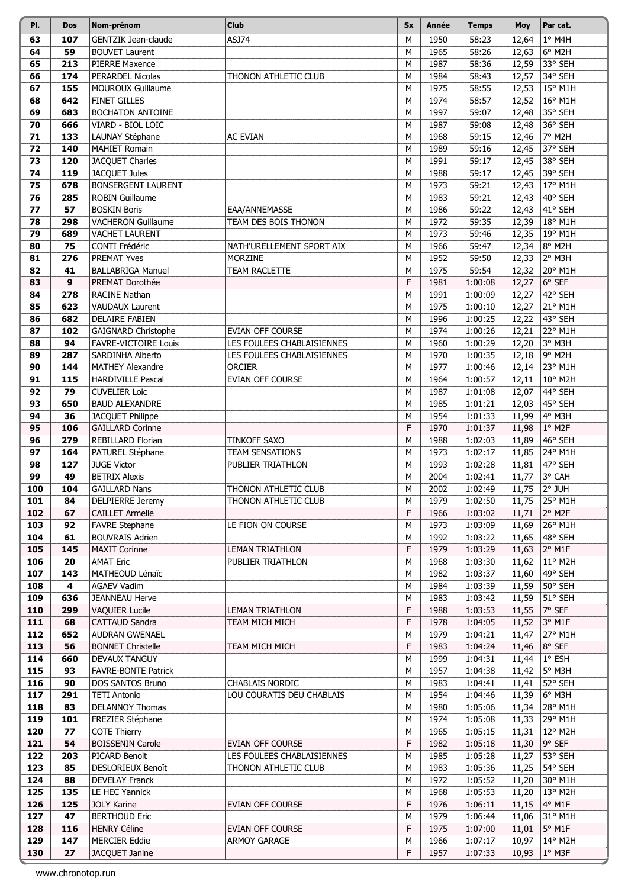| Pl. | Dos | Nom-prénom | Club | Sx | Année | Temps | Moy | Par cat. |
|---|---|---|---|---|---|---|---|---|
| 63 | 107 | GENTZIK Jean-claude | ASJ74 | M | 1950 | 58:23 | 12,64 | 1° M4H |
| 64 | 59 | BOUVET Laurent | | M | 1965 | 58:26 | 12,63 | 6° M2H |
| 65 | 213 | PIERRE Maxence | | M | 1987 | 58:36 | 12,59 | 33° SEH |
| 66 | 174 | PERARDEL Nicolas | THONON ATHLETIC CLUB | M | 1984 | 58:43 | 12,57 | 34° SEH |
| 67 | 155 | MOUROUX Guillaume | | M | 1975 | 58:55 | 12,53 | 15° M1H |
| 68 | 642 | FINET GILLES | | M | 1974 | 58:57 | 12,52 | 16° M1H |
| 69 | 683 | BOCHATON ANTOINE | | M | 1997 | 59:07 | 12,48 | 35° SEH |
| 70 | 666 | VIARD - BIOL LOIC | | M | 1987 | 59:08 | 12,48 | 36° SEH |
| 71 | 133 | LAUNAY Stéphane | AC EVIAN | M | 1968 | 59:15 | 12,46 | 7° M2H |
| 72 | 140 | MAHIET Romain | | M | 1989 | 59:16 | 12,45 | 37° SEH |
| 73 | 120 | JACQUET Charles | | M | 1991 | 59:17 | 12,45 | 38° SEH |
| 74 | 119 | JACQUET Jules | | M | 1988 | 59:17 | 12,45 | 39° SEH |
| 75 | 678 | BONSERGENT LAURENT | | M | 1973 | 59:21 | 12,43 | 17° M1H |
| 76 | 285 | ROBIN Guillaume | | M | 1983 | 59:21 | 12,43 | 40° SEH |
| 77 | 57 | BOSKIN Boris | EAA/ANNEMASSE | M | 1986 | 59:22 | 12,43 | 41° SEH |
| 78 | 298 | VACHERON Guillaume | TEAM DES BOIS THONON | M | 1972 | 59:35 | 12,39 | 18° M1H |
| 79 | 689 | VACHET LAURENT | | M | 1973 | 59:46 | 12,35 | 19° M1H |
| 80 | 75 | CONTI Frédéric | NATH'URELLEMENT SPORT AIX | M | 1966 | 59:47 | 12,34 | 8° M2H |
| 81 | 276 | PREMAT Yves | MORZINE | M | 1952 | 59:50 | 12,33 | 2° M3H |
| 82 | 41 | BALLABRIGA Manuel | TEAM RACLETTE | M | 1975 | 59:54 | 12,32 | 20° M1H |
| 83 | 9 | PREMAT Dorothée | | F | 1981 | 1:00:08 | 12,27 | 6° SEF |
| 84 | 278 | RACINE Nathan | | M | 1991 | 1:00:09 | 12,27 | 42° SEH |
| 85 | 623 | VAUDAUX Laurent | | M | 1975 | 1:00:10 | 12,27 | 21° M1H |
| 86 | 682 | DELAIRE FABIEN | | M | 1996 | 1:00:25 | 12,22 | 43° SEH |
| 87 | 102 | GAIGNARD Christophe | EVIAN OFF COURSE | M | 1974 | 1:00:26 | 12,21 | 22° M1H |
| 88 | 94 | FAVRE-VICTOIRE Louis | LES FOULEES CHABLAISIENNES | M | 1960 | 1:00:29 | 12,20 | 3° M3H |
| 89 | 287 | SARDINHA Alberto | LES FOULEES CHABLAISIENNES | M | 1970 | 1:00:35 | 12,18 | 9° M2H |
| 90 | 144 | MATHEY Alexandre | ORCIER | M | 1977 | 1:00:46 | 12,14 | 23° M1H |
| 91 | 115 | HARDIVILLE Pascal | EVIAN OFF COURSE | M | 1964 | 1:00:57 | 12,11 | 10° M2H |
| 92 | 79 | CUVELIER Loic | | M | 1987 | 1:01:08 | 12,07 | 44° SEH |
| 93 | 650 | BAUD ALEXANDRE | | M | 1985 | 1:01:21 | 12,03 | 45° SEH |
| 94 | 36 | JACQUET Philippe | | M | 1954 | 1:01:33 | 11,99 | 4° M3H |
| 95 | 106 | GAILLARD Corinne | | F | 1970 | 1:01:37 | 11,98 | 1° M2F |
| 96 | 279 | REBILLARD Florian | TINKOFF SAXO | M | 1988 | 1:02:03 | 11,89 | 46° SEH |
| 97 | 164 | PATUREL Stéphane | TEAM SENSATIONS | M | 1973 | 1:02:17 | 11,85 | 24° M1H |
| 98 | 127 | JUGE Victor | PUBLIER TRIATHLON | M | 1993 | 1:02:28 | 11,81 | 47° SEH |
| 99 | 49 | BETRIX Alexis | | M | 2004 | 1:02:41 | 11,77 | 3° CAH |
| 100 | 104 | GAILLARD Nans | THONON ATHLETIC CLUB | M | 2002 | 1:02:49 | 11,75 | 2° JUH |
| 101 | 84 | DELPIERRE Jeremy | THONON ATHLETIC CLUB | M | 1979 | 1:02:50 | 11,75 | 25° M1H |
| 102 | 67 | CAILLET Armelle | | F | 1966 | 1:03:02 | 11,71 | 2° M2F |
| 103 | 92 | FAVRE Stephane | LE FION ON COURSE | M | 1973 | 1:03:09 | 11,69 | 26° M1H |
| 104 | 61 | BOUVRAIS Adrien | | M | 1992 | 1:03:22 | 11,65 | 48° SEH |
| 105 | 145 | MAXIT Corinne | LEMAN TRIATHLON | F | 1979 | 1:03:29 | 11,63 | 2° M1F |
| 106 | 20 | AMAT Eric | PUBLIER TRIATHLON | M | 1968 | 1:03:30 | 11,62 | 11° M2H |
| 107 | 143 | MATHEOUD Lénaïc | | M | 1982 | 1:03:37 | 11,60 | 49° SEH |
| 108 | 4 | AGAEV Vadim | | M | 1984 | 1:03:39 | 11,59 | 50° SEH |
| 109 | 636 | JEANNEAU Herve | | M | 1983 | 1:03:42 | 11,59 | 51° SEH |
| 110 | 299 | VAQUIER Lucile | LEMAN TRIATHLON | F | 1988 | 1:03:53 | 11,55 | 7° SEF |
| 111 | 68 | CATTAUD Sandra | TEAM MICH MICH | F | 1978 | 1:04:05 | 11,52 | 3° M1F |
| 112 | 652 | AUDRAN GWENAEL | | M | 1979 | 1:04:21 | 11,47 | 27° M1H |
| 113 | 56 | BONNET Christelle | TEAM MICH MICH | F | 1983 | 1:04:24 | 11,46 | 8° SEF |
| 114 | 660 | DEVAUX TANGUY | | M | 1999 | 1:04:31 | 11,44 | 1° ESH |
| 115 | 93 | FAVRE-BONTE Patrick | | M | 1957 | 1:04:38 | 11,42 | 5° M3H |
| 116 | 90 | DOS SANTOS Bruno | CHABLAIS NORDIC | M | 1983 | 1:04:41 | 11,41 | 52° SEH |
| 117 | 291 | TETI Antonio | LOU COURATIS DEU CHABLAIS | M | 1954 | 1:04:46 | 11,39 | 6° M3H |
| 118 | 83 | DELANNOY Thomas | | M | 1980 | 1:05:06 | 11,34 | 28° M1H |
| 119 | 101 | FREZIER Stéphane | | M | 1974 | 1:05:08 | 11,33 | 29° M1H |
| 120 | 77 | COTE Thierry | | M | 1965 | 1:05:15 | 11,31 | 12° M2H |
| 121 | 54 | BOISSENIN Carole | EVIAN OFF COURSE | F | 1982 | 1:05:18 | 11,30 | 9° SEF |
| 122 | 203 | PICARD Benoit | LES FOULEES CHABLAISIENNES | M | 1985 | 1:05:28 | 11,27 | 53° SEH |
| 123 | 85 | DESLORIEUX Benoît | THONON ATHLETIC CLUB | M | 1983 | 1:05:36 | 11,25 | 54° SEH |
| 124 | 88 | DEVELAY Franck | | M | 1972 | 1:05:52 | 11,20 | 30° M1H |
| 125 | 135 | LE HEC Yannick | | M | 1968 | 1:05:53 | 11,20 | 13° M2H |
| 126 | 125 | JOLY Karine | EVIAN OFF COURSE | F | 1976 | 1:06:11 | 11,15 | 4° M1F |
| 127 | 47 | BERTHOUD Eric | | M | 1979 | 1:06:44 | 11,06 | 31° M1H |
| 128 | 116 | HENRY Céline | EVIAN OFF COURSE | F | 1975 | 1:07:00 | 11,01 | 5° M1F |
| 129 | 147 | MERCIER Eddie | ARMOY GARAGE | M | 1966 | 1:07:17 | 10,97 | 14° M2H |
| 130 | 27 | JACQUET Janine | | F | 1957 | 1:07:33 | 10,93 | 1° M3F |

www.chronotop.run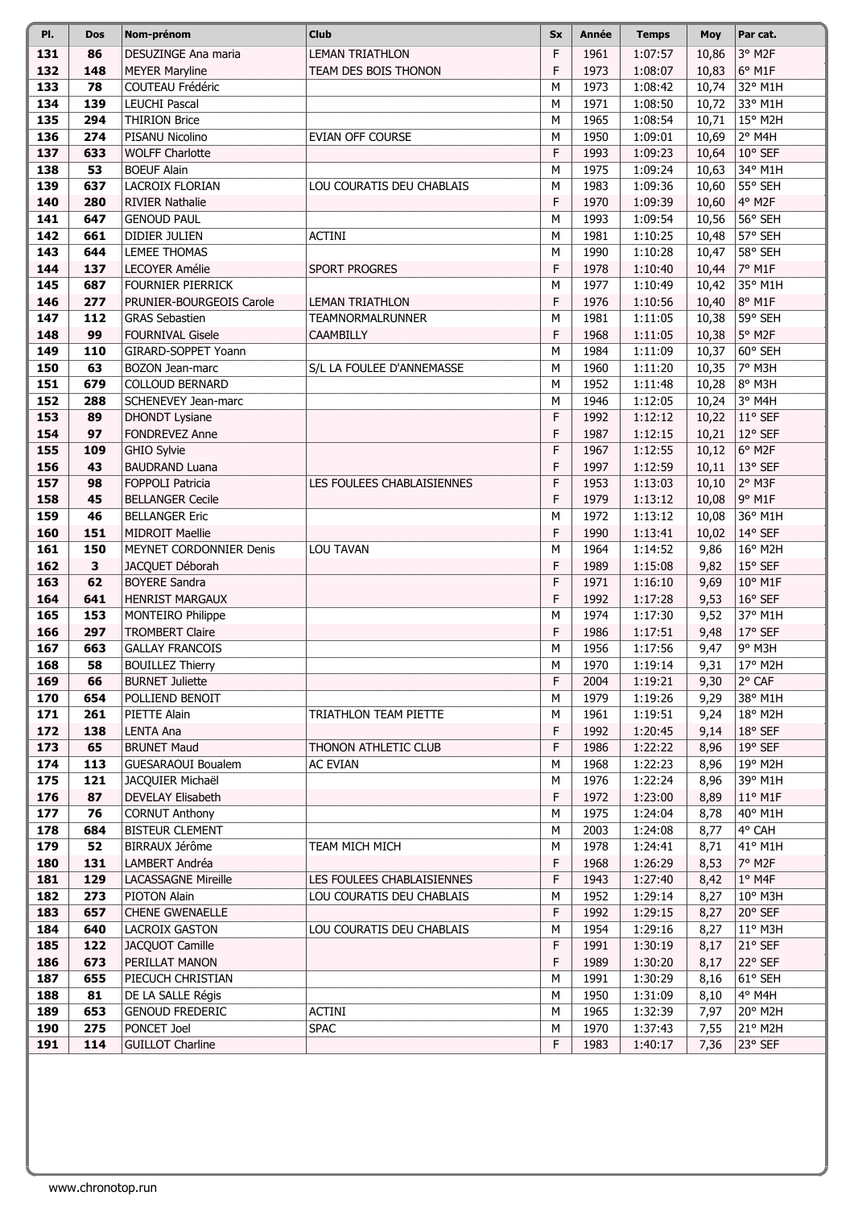| Pl. | Dos | Nom-prénom | Club | Sx | Année | Temps | Moy | Par cat. |
|---|---|---|---|---|---|---|---|---|
| 131 | 86 | DESUZINGE Ana maria | LEMAN TRIATHLON | F | 1961 | 1:07:57 | 10,86 | 3° M2F |
| 132 | 148 | MEYER Maryline | TEAM DES BOIS THONON | F | 1973 | 1:08:07 | 10,83 | 6° M1F |
| 133 | 78 | COUTEAU Frédéric | | M | 1973 | 1:08:42 | 10,74 | 32° M1H |
| 134 | 139 | LEUCHI Pascal | | M | 1971 | 1:08:50 | 10,72 | 33° M1H |
| 135 | 294 | THIRION Brice | | M | 1965 | 1:08:54 | 10,71 | 15° M2H |
| 136 | 274 | PISANU Nicolino | EVIAN OFF COURSE | M | 1950 | 1:09:01 | 10,69 | 2° M4H |
| 137 | 633 | WOLFF Charlotte | | F | 1993 | 1:09:23 | 10,64 | 10° SEF |
| 138 | 53 | BOEUF Alain | | M | 1975 | 1:09:24 | 10,63 | 34° M1H |
| 139 | 637 | LACROIX FLORIAN | LOU COURATIS DEU CHABLAIS | M | 1983 | 1:09:36 | 10,60 | 55° SEH |
| 140 | 280 | RIVIER Nathalie | | F | 1970 | 1:09:39 | 10,60 | 4° M2F |
| 141 | 647 | GENOUD PAUL | | M | 1993 | 1:09:54 | 10,56 | 56° SEH |
| 142 | 661 | DIDIER JULIEN | ACTINI | M | 1981 | 1:10:25 | 10,48 | 57° SEH |
| 143 | 644 | LEMEE THOMAS | | M | 1990 | 1:10:28 | 10,47 | 58° SEH |
| 144 | 137 | LECOYER Amélie | SPORT PROGRES | F | 1978 | 1:10:40 | 10,44 | 7° M1F |
| 145 | 687 | FOURNIER PIERRICK | | M | 1977 | 1:10:49 | 10,42 | 35° M1H |
| 146 | 277 | PRUNIER-BOURGEOIS Carole | LEMAN TRIATHLON | F | 1976 | 1:10:56 | 10,40 | 8° M1F |
| 147 | 112 | GRAS Sebastien | TEAMNORMALRUNNER | M | 1981 | 1:11:05 | 10,38 | 59° SEH |
| 148 | 99 | FOURNIVAL Gisele | CAAMBILLY | F | 1968 | 1:11:05 | 10,38 | 5° M2F |
| 149 | 110 | GIRARD-SOPPET Yoann | | M | 1984 | 1:11:09 | 10,37 | 60° SEH |
| 150 | 63 | BOZON Jean-marc | S/L LA FOULEE D'ANNEMASSE | M | 1960 | 1:11:20 | 10,35 | 7° M3H |
| 151 | 679 | COLLOUD BERNARD | | M | 1952 | 1:11:48 | 10,28 | 8° M3H |
| 152 | 288 | SCHENEVEY Jean-marc | | M | 1946 | 1:12:05 | 10,24 | 3° M4H |
| 153 | 89 | DHONDT Lysiane | | F | 1992 | 1:12:12 | 10,22 | 11° SEF |
| 154 | 97 | FONDREVEZ Anne | | F | 1987 | 1:12:15 | 10,21 | 12° SEF |
| 155 | 109 | GHIO Sylvie | | F | 1967 | 1:12:55 | 10,12 | 6° M2F |
| 156 | 43 | BAUDRAND Luana | | F | 1997 | 1:12:59 | 10,11 | 13° SEF |
| 157 | 98 | FOPPOLI Patricia | LES FOULEES CHABLAISIENNES | F | 1953 | 1:13:03 | 10,10 | 2° M3F |
| 158 | 45 | BELLANGER Cecile | | F | 1979 | 1:13:12 | 10,08 | 9° M1F |
| 159 | 46 | BELLANGER Eric | | M | 1972 | 1:13:12 | 10,08 | 36° M1H |
| 160 | 151 | MIDROIT Maellie | | F | 1990 | 1:13:41 | 10,02 | 14° SEF |
| 161 | 150 | MEYNET CORDONNIER Denis | LOU TAVAN | M | 1964 | 1:14:52 | 9,86 | 16° M2H |
| 162 | 3 | JACQUET Déborah | | F | 1989 | 1:15:08 | 9,82 | 15° SEF |
| 163 | 62 | BOYERE Sandra | | F | 1971 | 1:16:10 | 9,69 | 10° M1F |
| 164 | 641 | HENRIST MARGAUX | | F | 1992 | 1:17:28 | 9,53 | 16° SEF |
| 165 | 153 | MONTEIRO Philippe | | M | 1974 | 1:17:30 | 9,52 | 37° M1H |
| 166 | 297 | TROMBERT Claire | | F | 1986 | 1:17:51 | 9,48 | 17° SEF |
| 167 | 663 | GALLAY FRANCOIS | | M | 1956 | 1:17:56 | 9,47 | 9° M3H |
| 168 | 58 | BOUILLEZ Thierry | | M | 1970 | 1:19:14 | 9,31 | 17° M2H |
| 169 | 66 | BURNET Juliette | | F | 2004 | 1:19:21 | 9,30 | 2° CAF |
| 170 | 654 | POLLIEND BENOIT | | M | 1979 | 1:19:26 | 9,29 | 38° M1H |
| 171 | 261 | PIETTE Alain | TRIATHLON TEAM PIETTE | M | 1961 | 1:19:51 | 9,24 | 18° M2H |
| 172 | 138 | LENTA Ana | | F | 1992 | 1:20:45 | 9,14 | 18° SEF |
| 173 | 65 | BRUNET Maud | THONON ATHLETIC CLUB | F | 1986 | 1:22:22 | 8,96 | 19° SEF |
| 174 | 113 | GUESARAOUI Boualem | AC EVIAN | M | 1968 | 1:22:23 | 8,96 | 19° M2H |
| 175 | 121 | JACQUIER Michaël | | M | 1976 | 1:22:24 | 8,96 | 39° M1H |
| 176 | 87 | DEVELAY Elisabeth | | F | 1972 | 1:23:00 | 8,89 | 11° M1F |
| 177 | 76 | CORNUT Anthony | | M | 1975 | 1:24:04 | 8,78 | 40° M1H |
| 178 | 684 | BISTEUR CLEMENT | | M | 2003 | 1:24:08 | 8,77 | 4° CAH |
| 179 | 52 | BIRRAUX Jérôme | TEAM MICH MICH | M | 1978 | 1:24:41 | 8,71 | 41° M1H |
| 180 | 131 | LAMBERT Andréa | | F | 1968 | 1:26:29 | 8,53 | 7° M2F |
| 181 | 129 | LACASSAGNE Mireille | LES FOULEES CHABLAISIENNES | F | 1943 | 1:27:40 | 8,42 | 1° M4F |
| 182 | 273 | PIOTON Alain | LOU COURATIS DEU CHABLAIS | M | 1952 | 1:29:14 | 8,27 | 10° M3H |
| 183 | 657 | CHENE GWENAELLE | | F | 1992 | 1:29:15 | 8,27 | 20° SEF |
| 184 | 640 | LACROIX GASTON | LOU COURATIS DEU CHABLAIS | M | 1954 | 1:29:16 | 8,27 | 11° M3H |
| 185 | 122 | JACQUOT Camille | | F | 1991 | 1:30:19 | 8,17 | 21° SEF |
| 186 | 673 | PERILLAT MANON | | F | 1989 | 1:30:20 | 8,17 | 22° SEF |
| 187 | 655 | PIECUCH CHRISTIAN | | M | 1991 | 1:30:29 | 8,16 | 61° SEH |
| 188 | 81 | DE LA SALLE Régis | | M | 1950 | 1:31:09 | 8,10 | 4° M4H |
| 189 | 653 | GENOUD FREDERIC | ACTINI | M | 1965 | 1:32:39 | 7,97 | 20° M2H |
| 190 | 275 | PONCET Joel | SPAC | M | 1970 | 1:37:43 | 7,55 | 21° M2H |
| 191 | 114 | GUILLOT Charline | | F | 1983 | 1:40:17 | 7,36 | 23° SEF |

www.chronotop.run